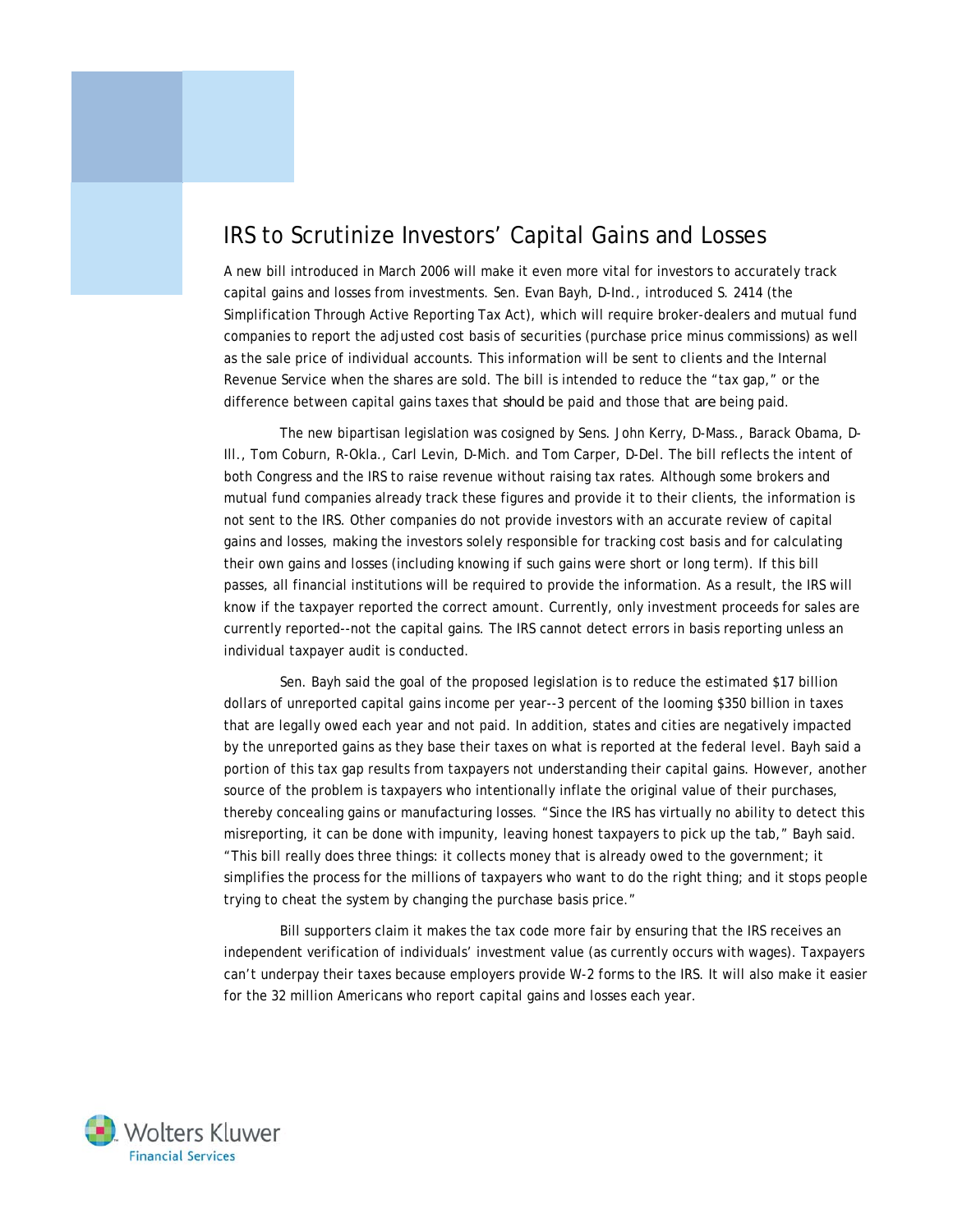# IRS to Scrutinize Investors' Capital Gains and Losses

A new bill introduced in March 2006 will make it even more vital for investors to accurately track capital gains and losses from investments. Sen. Evan Bayh, D-Ind., introduced S. 2414 (the Simplification Through Active Reporting Tax Act), which will require broker-dealers and mutual fund companies to report the adjusted cost basis of securities (purchase price minus commissions) as well as the sale price of individual accounts. This information will be sent to clients and the Internal Revenue Service when the shares are sold. The bill is intended to reduce the "tax gap," or the difference between capital gains taxes that *should* be paid and those that *are* being paid.

The new bipartisan legislation was cosigned by Sens. John Kerry, D-Mass., Barack Obama, D-Ill., Tom Coburn, R-Okla., Carl Levin, D-Mich. and Tom Carper, D-Del. The bill reflects the intent of both Congress and the IRS to raise revenue without raising tax rates. Although some brokers and mutual fund companies already track these figures and provide it to their clients, the information is not sent to the IRS. Other companies do not provide investors with an accurate review of capital gains and losses, making the investors solely responsible for tracking cost basis and for calculating their own gains and losses (including knowing if such gains were short or long term). If this bill passes, all financial institutions will be required to provide the information. As a result, the IRS will know if the taxpayer reported the correct amount. Currently, only investment proceeds for sales are currently reported--not the capital gains. The IRS cannot detect errors in basis reporting unless an individual taxpayer audit is conducted.

Sen. Bayh said the goal of the proposed legislation is to reduce the estimated $17 billion dollars of unreported capital gains income per year--3 percent of the looming $350 billion in taxes that are legally owed each year and not paid. In addition, states and cities are negatively impacted by the unreported gains as they base their taxes on what is reported at the federal level. Bayh said a portion of this tax gap results from taxpayers not understanding their capital gains. However, another source of the problem is taxpayers who intentionally inflate the original value of their purchases, thereby concealing gains or manufacturing losses. "Since the IRS has virtually no ability to detect this misreporting, it can be done with impunity, leaving honest taxpayers to pick up the tab," Bayh said. "This bill really does three things: it collects money that is already owed to the government; it simplifies the process for the millions of taxpayers who want to do the right thing; and it stops people trying to cheat the system by changing the purchase basis price."

Bill supporters claim it makes the tax code more fair by ensuring that the IRS receives an independent verification of individuals' investment value (as currently occurs with wages). Taxpayers can't underpay their taxes because employers provide W-2 forms to the IRS. It will also make it easier for the 32 million Americans who report capital gains and losses each year.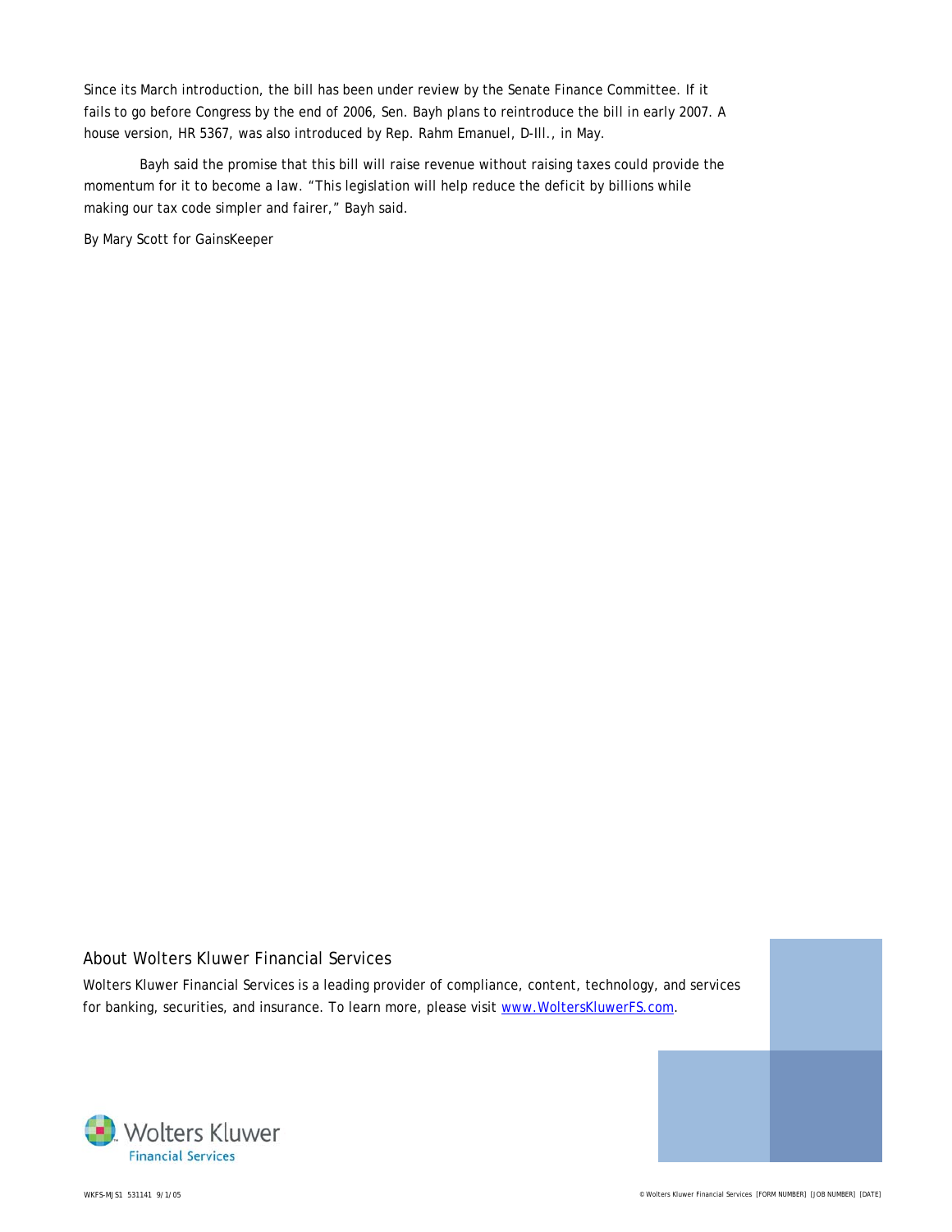Since its March introduction, the bill has been under review by the Senate Finance Committee. If it fails to go before Congress by the end of 2006, Sen. Bayh plans to reintroduce the bill in early 2007. A house version, HR 5367, was also introduced by Rep. Rahm Emanuel, D-Ill., in May.

Bayh said the promise that this bill will raise revenue without raising taxes could provide the momentum for it to become a law. "This legislation will help reduce the deficit by billions while making our tax code simpler and fairer," Bayh said.

By Mary Scott for GainsKeeper

## About Wolters Kluwer Financial Services

Wolters Kluwer Financial Services is a leading provider of compliance, content, technology, and services for banking, securities, and insurance. To learn more, please visit [www.WoltersKluwerFS.com](http://www.WoltersKluwerFS.com).

Wolters Kluwer Financial Services

WKFS-MJS1 531141 9/1/05

© Wolters Kluwer Financial Services [FORM NUMBER] [JOB NUMBER] [DATE]